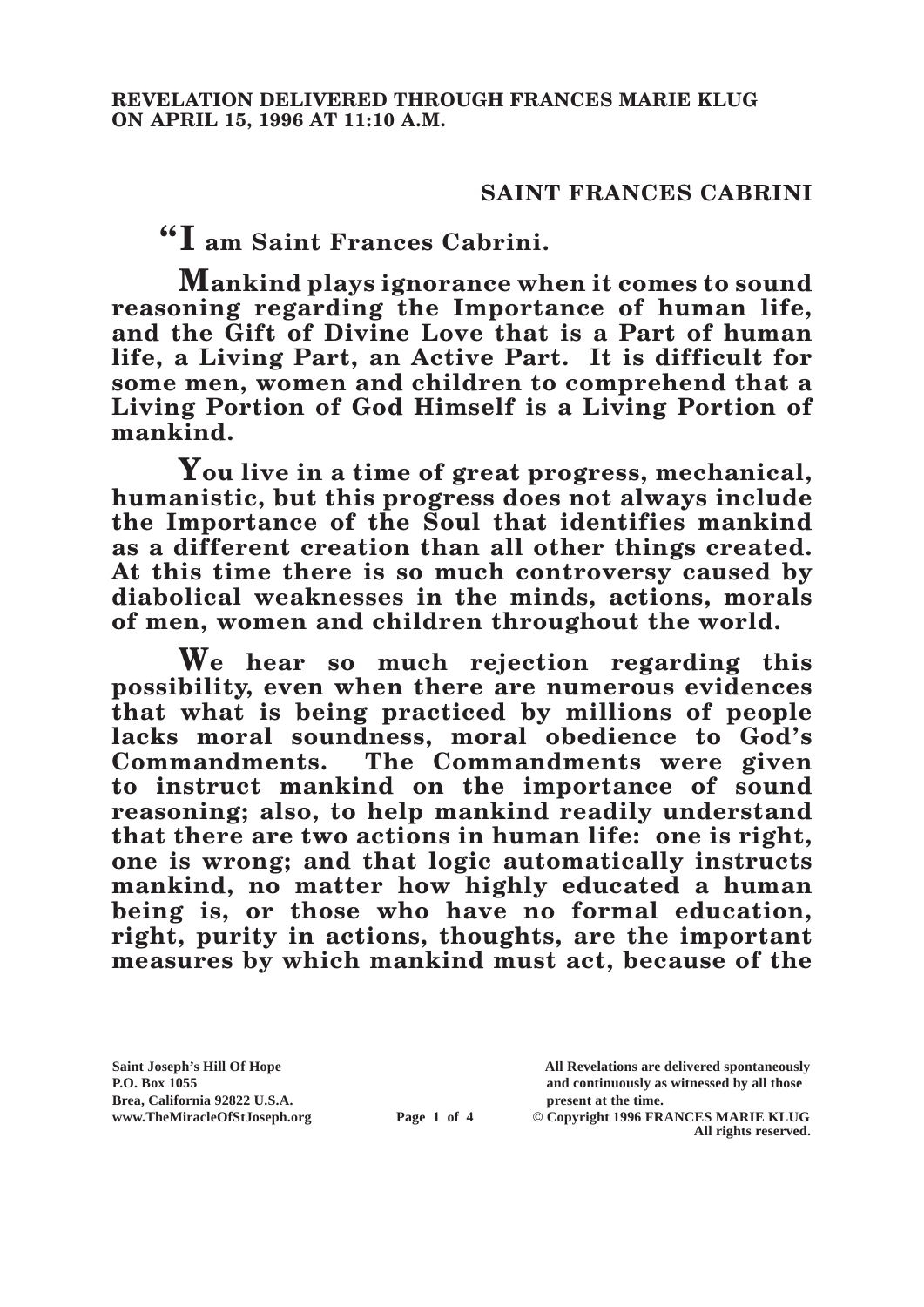**REVELATION DELIVERED THROUGH FRANCES MARIE KLUG ON APRIL 15, 1996 AT 11:10 A.M.**

## SAINT FRANCES CABRINI

**"I am Saint Frances Cabrini.**

**Mankind plays ignorance when it comes to sound reasoning regarding the Importance of human life, and the Gift of Divine Love that is a Part of human life, a Living Part, an Active Part. It is difficult for some men, women and children to comprehend that a Living Portion of God Himself is a Living Portion of mankind.**

**You live in a time of great progress, mechanical, humanistic, but this progress does not always include the Importance of the Soul that identifies mankind as a different creation than all other things created. At this time there is so much controversy caused by diabolical weaknesses in the minds, actions, morals of men, women and children throughout the world.**

**We hear so much rejection regarding this possibility, even when there are numerous evidences that what is being practiced by millions of people lacks moral soundness, moral obedience to God's Commandments. The Commandments were given to instruct mankind on the importance of sound reasoning; also, to help mankind readily understand that there are two actions in human life: one is right, one is wrong; and that logic automatically instructs mankind, no matter how highly educated a human being is, or those who have no formal education, right, purity in actions, thoughts, are the important measures by which mankind must act, because of the**

Saint Joseph's Hill Of Hope
P.O. Box 1055
Brea, California 92822 U.S.A.
www.TheMiracleOfStJoseph.org

All Revelations are delivered spontaneously and continuously as witnessed by all those present at the time.
© Copyright 1996 FRANCES MARIE KLUG
All rights reserved.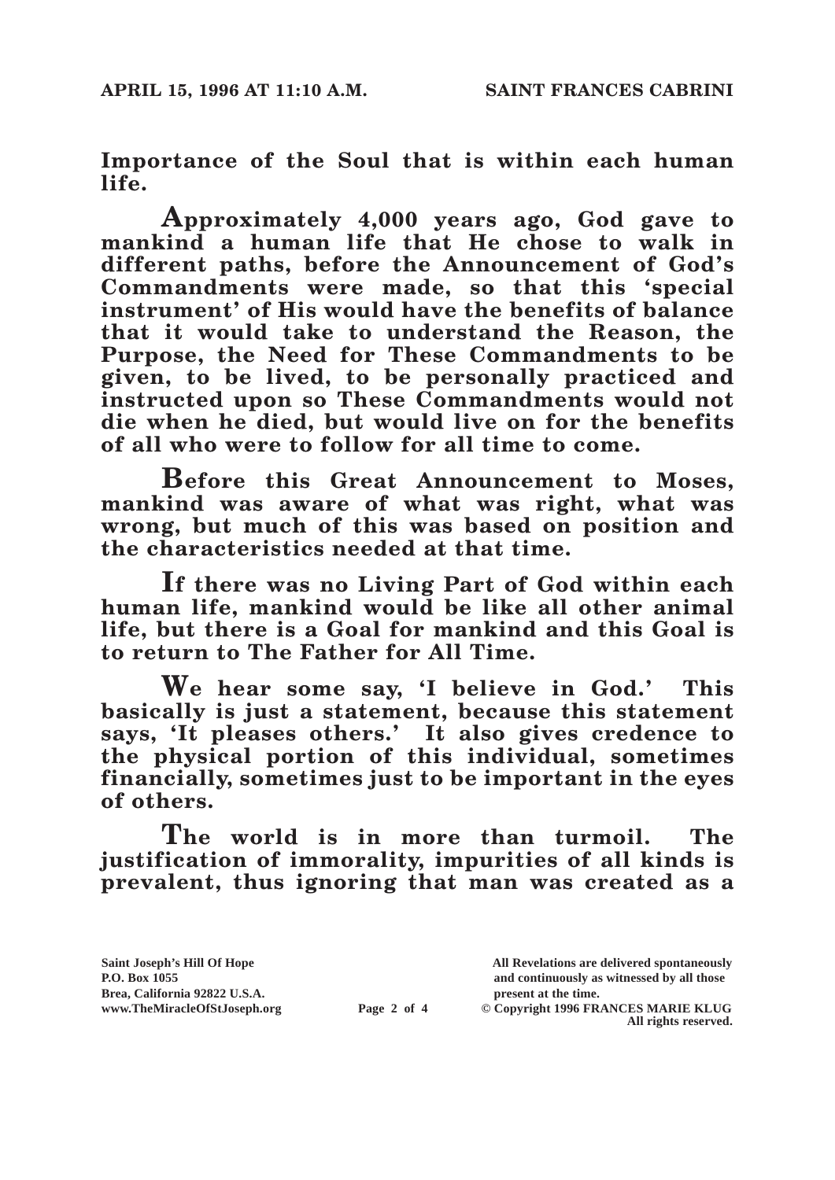**Importance of the Soul that is within each human life.**

**Approximately 4,000 years ago, God gave to mankind a human life that He chose to walk in different paths, before the Announcement of God's Commandments were made, so that this 'special instrument' of His would have the benefits of balance that it would take to understand the Reason, the Purpose, the Need for These Commandments to be given, to be lived, to be personally practiced and instructed upon so These Commandments would not die when he died, but would live on for the benefits of all who were to follow for all time to come.**

**Before this Great Announcement to Moses, mankind was aware of what was right, what was wrong, but much of this was based on position and the characteristics needed at that time.**

**If there was no Living Part of God within each human life, mankind would be like all other animal life, but there is a Goal for mankind and this Goal is to return to The Father for All Time.**

**We hear some say, 'I believe in God.' This basically is just a statement, because this statement says, 'It pleases others.' It also gives credence to the physical portion of this individual, sometimes financially, sometimes just to be important in the eyes of others.**

**The world is in more than turmoil. The justification of immorality, impurities of all kinds is prevalent, thus ignoring that man was created as a**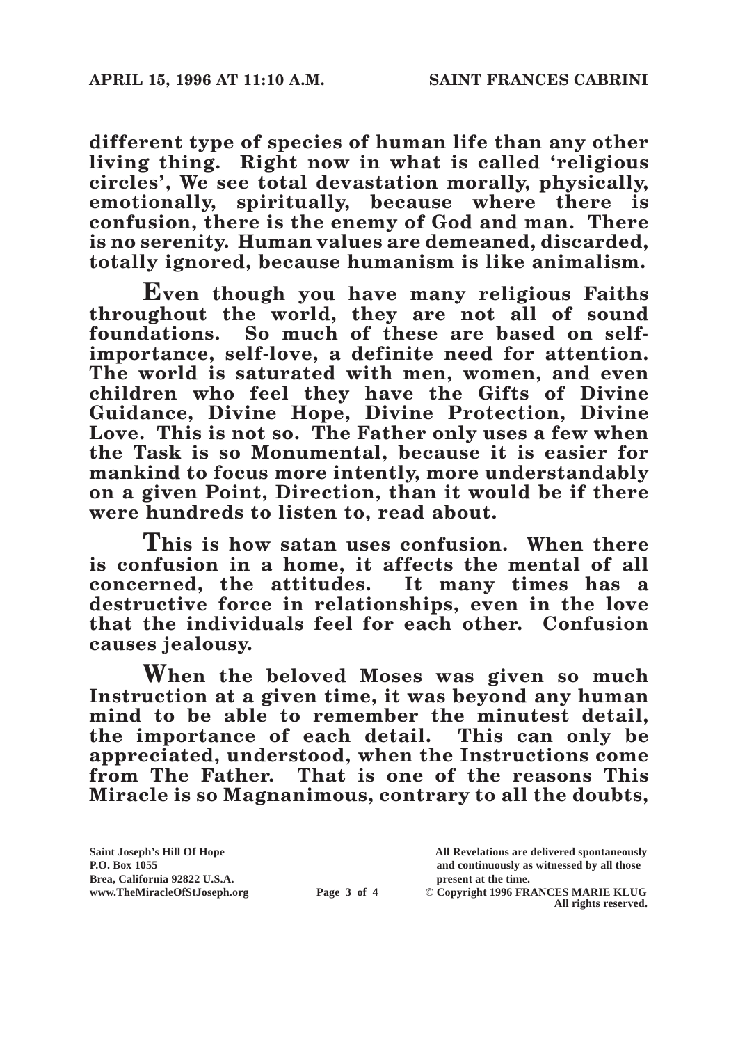**different type of species of human life than any other living thing. Right now in what is called 'religious circles', We see total devastation morally, physically, emotionally, spiritually, because where there is confusion, there is the enemy of God and man. There is no serenity. Human values are demeaned, discarded, totally ignored, because humanism is like animalism.**

**Even though you have many religious Faiths throughout the world, they are not all of sound foundations. So much of these are based on self-importance, self-love, a definite need for attention. The world is saturated with men, women, and even children who feel they have the Gifts of Divine Guidance, Divine Hope, Divine Protection, Divine Love. This is not so. The Father only uses a few when the Task is so Monumental, because it is easier for mankind to focus more intently, more understandably on a given Point, Direction, than it would be if there were hundreds to listen to, read about.**

**This is how satan uses confusion. When there is confusion in a home, it affects the mental of all concerned, the attitudes. It many times has a destructive force in relationships, even in the love that the individuals feel for each other. Confusion causes jealousy.**

**When the beloved Moses was given so much Instruction at a given time, it was beyond any human mind to be able to remember the minutest detail, the importance of each detail. This can only be appreciated, understood, when the Instructions come from The Father. That is one of the reasons This Miracle is so Magnanimous, contrary to all the doubts,**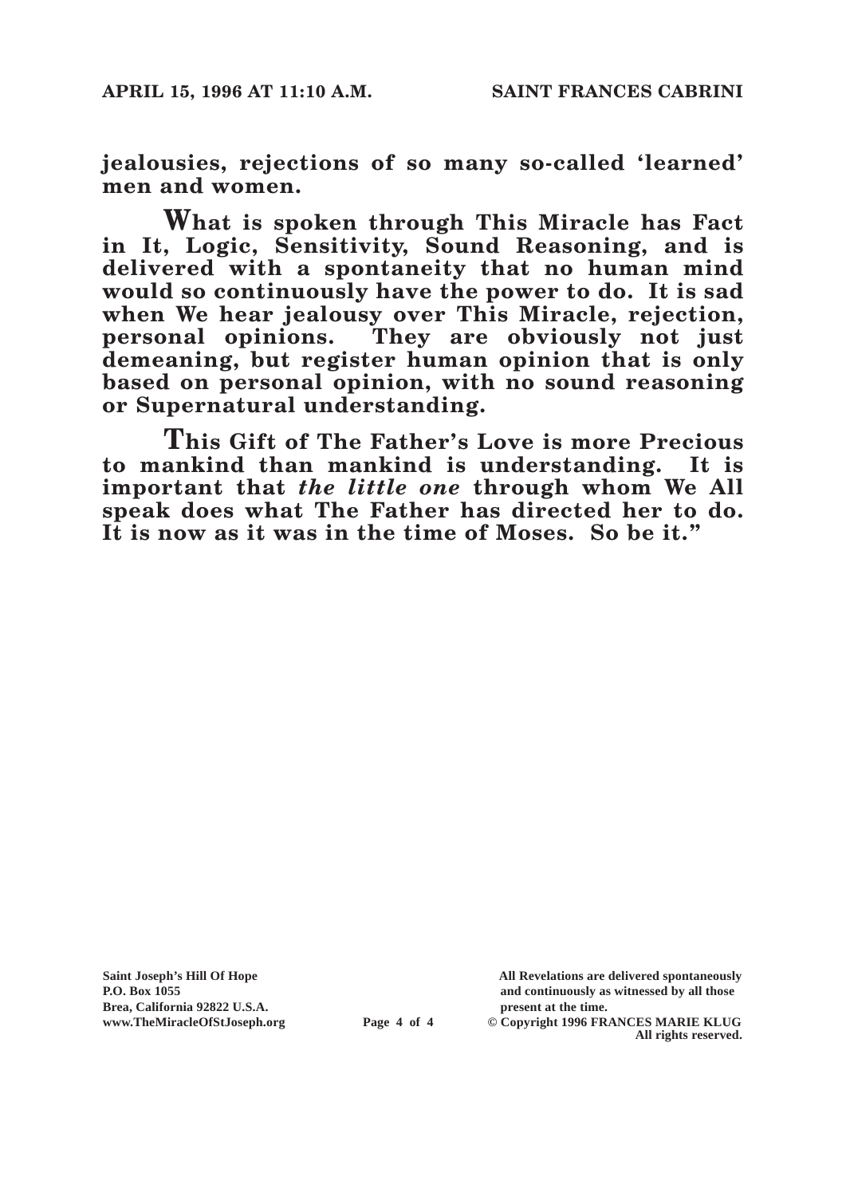**jealousies, rejections of so many so-called 'learned' men and women.**

**What is spoken through This Miracle has Fact in It, Logic, Sensitivity, Sound Reasoning, and is delivered with a spontaneity that no human mind would so continuously have the power to do. It is sad when We hear jealousy over This Miracle, rejection, personal opinions. They are obviously not just demeaning, but register human opinion that is only based on personal opinion, with no sound reasoning or Supernatural understanding.**

**This Gift of The Father's Love is more Precious to mankind than mankind is understanding. It is important that *the little one* through whom We All speak does what The Father has directed her to do. It is now as it was in the time of Moses. So be it."**